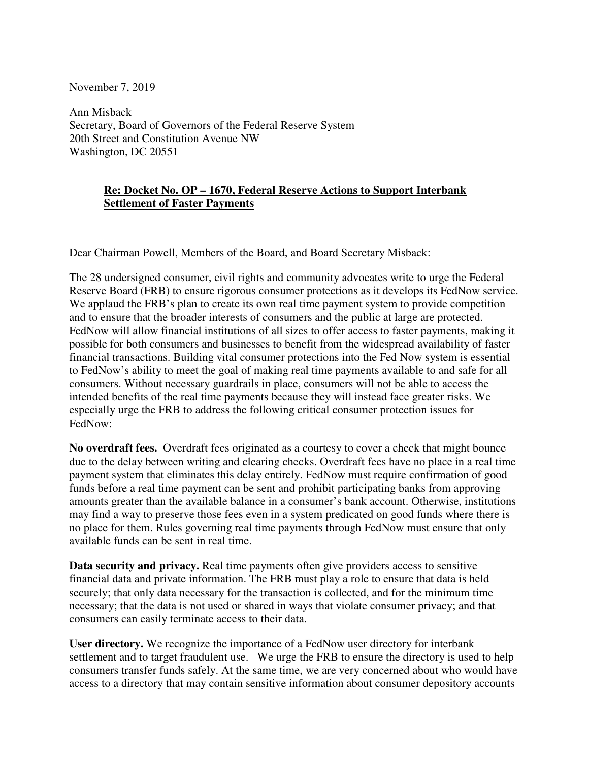November 7, 2019

Ann Misback
Secretary, Board of Governors of the Federal Reserve System
20th Street and Constitution Avenue NW
Washington, DC 20551

**Re: Docket No. OP – 1670, Federal Reserve Actions to Support Interbank Settlement of Faster Payments**

Dear Chairman Powell, Members of the Board, and Board Secretary Misback:

The 28 undersigned consumer, civil rights and community advocates write to urge the Federal Reserve Board (FRB) to ensure rigorous consumer protections as it develops its FedNow service. We applaud the FRB's plan to create its own real time payment system to provide competition and to ensure that the broader interests of consumers and the public at large are protected. FedNow will allow financial institutions of all sizes to offer access to faster payments, making it possible for both consumers and businesses to benefit from the widespread availability of faster financial transactions. Building vital consumer protections into the Fed Now system is essential to FedNow's ability to meet the goal of making real time payments available to and safe for all consumers. Without necessary guardrails in place, consumers will not be able to access the intended benefits of the real time payments because they will instead face greater risks. We especially urge the FRB to address the following critical consumer protection issues for FedNow:

**No overdraft fees.** Overdraft fees originated as a courtesy to cover a check that might bounce due to the delay between writing and clearing checks. Overdraft fees have no place in a real time payment system that eliminates this delay entirely. FedNow must require confirmation of good funds before a real time payment can be sent and prohibit participating banks from approving amounts greater than the available balance in a consumer's bank account. Otherwise, institutions may find a way to preserve those fees even in a system predicated on good funds where there is no place for them. Rules governing real time payments through FedNow must ensure that only available funds can be sent in real time.

**Data security and privacy.** Real time payments often give providers access to sensitive financial data and private information. The FRB must play a role to ensure that data is held securely; that only data necessary for the transaction is collected, and for the minimum time necessary; that the data is not used or shared in ways that violate consumer privacy; and that consumers can easily terminate access to their data.

**User directory.** We recognize the importance of a FedNow user directory for interbank settlement and to target fraudulent use. We urge the FRB to ensure the directory is used to help consumers transfer funds safely. At the same time, we are very concerned about who would have access to a directory that may contain sensitive information about consumer depository accounts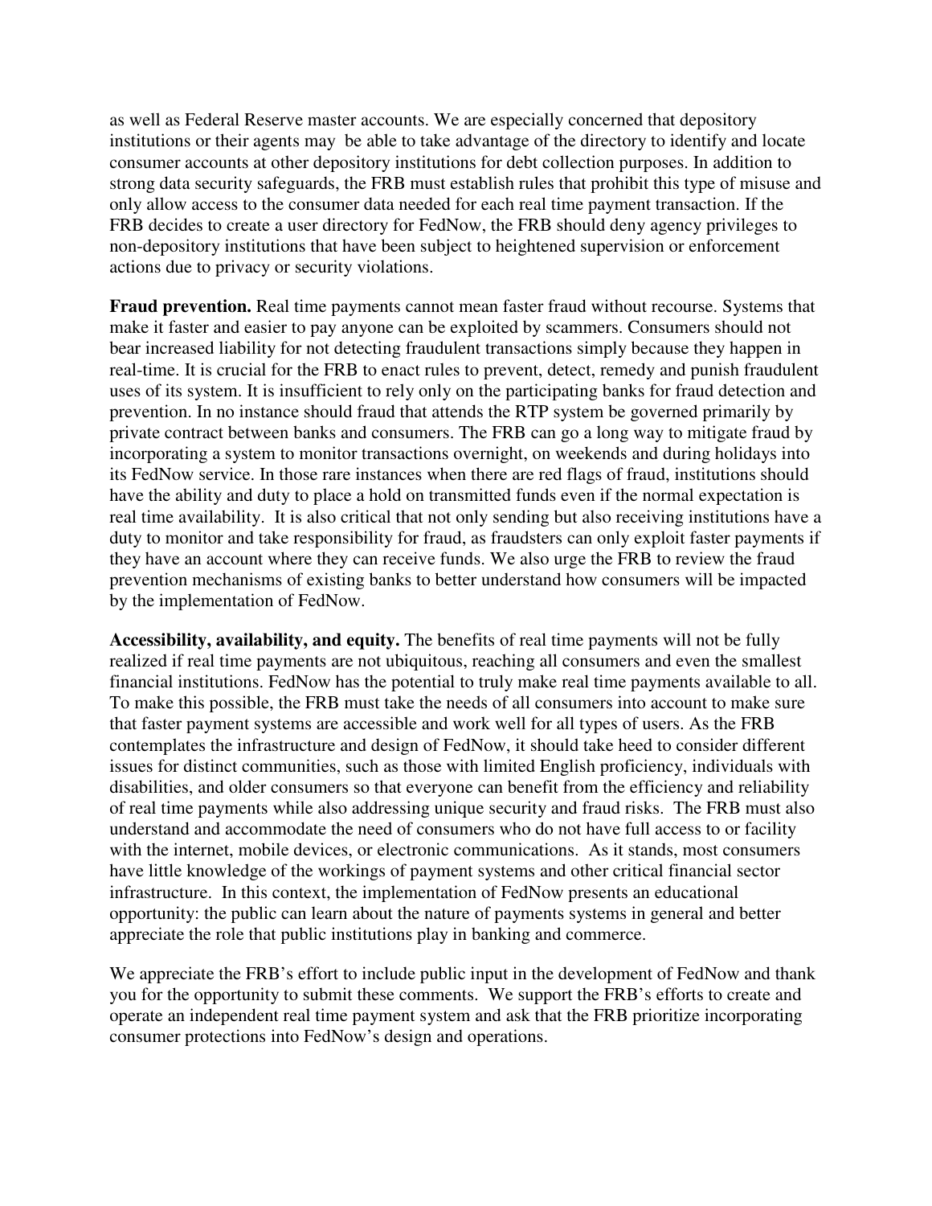as well as Federal Reserve master accounts. We are especially concerned that depository institutions or their agents may be able to take advantage of the directory to identify and locate consumer accounts at other depository institutions for debt collection purposes. In addition to strong data security safeguards, the FRB must establish rules that prohibit this type of misuse and only allow access to the consumer data needed for each real time payment transaction. If the FRB decides to create a user directory for FedNow, the FRB should deny agency privileges to non-depository institutions that have been subject to heightened supervision or enforcement actions due to privacy or security violations.

**Fraud prevention.** Real time payments cannot mean faster fraud without recourse. Systems that make it faster and easier to pay anyone can be exploited by scammers. Consumers should not bear increased liability for not detecting fraudulent transactions simply because they happen in real-time. It is crucial for the FRB to enact rules to prevent, detect, remedy and punish fraudulent uses of its system. It is insufficient to rely only on the participating banks for fraud detection and prevention. In no instance should fraud that attends the RTP system be governed primarily by private contract between banks and consumers. The FRB can go a long way to mitigate fraud by incorporating a system to monitor transactions overnight, on weekends and during holidays into its FedNow service. In those rare instances when there are red flags of fraud, institutions should have the ability and duty to place a hold on transmitted funds even if the normal expectation is real time availability. It is also critical that not only sending but also receiving institutions have a duty to monitor and take responsibility for fraud, as fraudsters can only exploit faster payments if they have an account where they can receive funds. We also urge the FRB to review the fraud prevention mechanisms of existing banks to better understand how consumers will be impacted by the implementation of FedNow.

**Accessibility, availability, and equity.** The benefits of real time payments will not be fully realized if real time payments are not ubiquitous, reaching all consumers and even the smallest financial institutions. FedNow has the potential to truly make real time payments available to all. To make this possible, the FRB must take the needs of all consumers into account to make sure that faster payment systems are accessible and work well for all types of users. As the FRB contemplates the infrastructure and design of FedNow, it should take heed to consider different issues for distinct communities, such as those with limited English proficiency, individuals with disabilities, and older consumers so that everyone can benefit from the efficiency and reliability of real time payments while also addressing unique security and fraud risks. The FRB must also understand and accommodate the need of consumers who do not have full access to or facility with the internet, mobile devices, or electronic communications. As it stands, most consumers have little knowledge of the workings of payment systems and other critical financial sector infrastructure. In this context, the implementation of FedNow presents an educational opportunity: the public can learn about the nature of payments systems in general and better appreciate the role that public institutions play in banking and commerce.

We appreciate the FRB's effort to include public input in the development of FedNow and thank you for the opportunity to submit these comments. We support the FRB's efforts to create and operate an independent real time payment system and ask that the FRB prioritize incorporating consumer protections into FedNow's design and operations.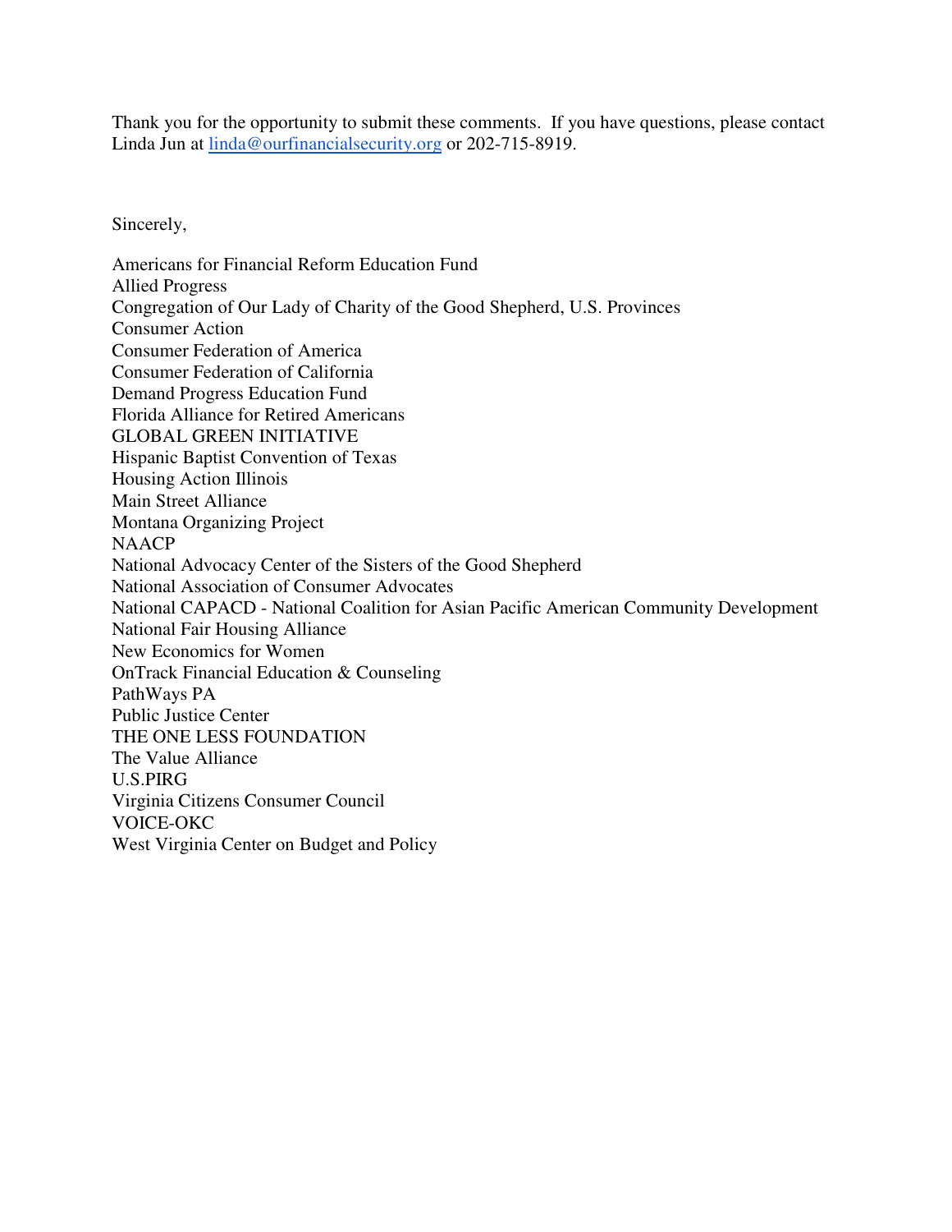Thank you for the opportunity to submit these comments. If you have questions, please contact Linda Jun at linda@ourfinancialsecurity.org or 202-715-8919.

Sincerely,

Americans for Financial Reform Education Fund
Allied Progress
Congregation of Our Lady of Charity of the Good Shepherd, U.S. Provinces
Consumer Action
Consumer Federation of America
Consumer Federation of California
Demand Progress Education Fund
Florida Alliance for Retired Americans
GLOBAL GREEN INITIATIVE
Hispanic Baptist Convention of Texas
Housing Action Illinois
Main Street Alliance
Montana Organizing Project
NAACP
National Advocacy Center of the Sisters of the Good Shepherd
National Association of Consumer Advocates
National CAPACD - National Coalition for Asian Pacific American Community Development
National Fair Housing Alliance
New Economics for Women
OnTrack Financial Education & Counseling
PathWays PA
Public Justice Center
THE ONE LESS FOUNDATION
The Value Alliance
U.S.PIRG
Virginia Citizens Consumer Council
VOICE-OKC
West Virginia Center on Budget and Policy